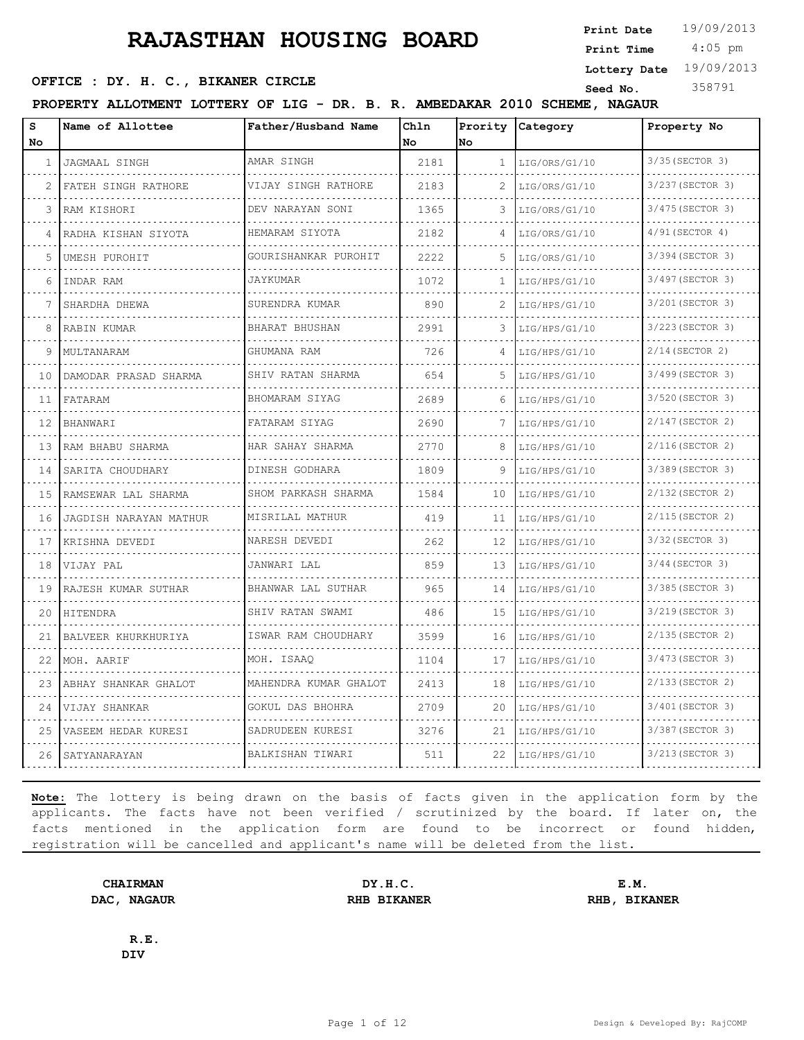# RAJASTHAN HOUSING BOARD

**Print Date** 19/09/2013
**Print Time** 4:05 pm
**Lottery Date** 19/09/2013
**Seed No.** 358791

**OFFICE : DY. H. C., BIKANER CIRCLE**

**PROPERTY ALLOTMENT LOTTERY OF LIG - DR. B. R. AMBEDAKAR 2010 SCHEME, NAGAUR**

| S No | Name of Allottee | Father/Husband Name | Chln No | Prority No | Category | Property No |
|---|---|---|---|---|---|---|
| 1 | JAGMAAL SINGH | AMAR SINGH | 2181 | 1 | LIG/ORS/G1/10 | 3/35(SECTOR 3) |
| 2 | FATEH SINGH RATHORE | VIJAY SINGH RATHORE | 2183 | 2 | LIG/ORS/G1/10 | 3/237(SECTOR 3) |
| 3 | RAM KISHORI | DEV NARAYAN SONI | 1365 | 3 | LIG/ORS/G1/10 | 3/475(SECTOR 3) |
| 4 | RADHA KISHAN SIYOTA | HEMARAM SIYOTA | 2182 | 4 | LIG/ORS/G1/10 | 4/91(SECTOR 4) |
| 5 | UMESH PUROHIT | GOURISHANKAR PUROHIT | 2222 | 5 | LIG/ORS/G1/10 | 3/394(SECTOR 3) |
| 6 | INDAR RAM | JAYKUMAR | 1072 | 1 | LIG/HPS/G1/10 | 3/497(SECTOR 3) |
| 7 | SHARDHA DHEWA | SURENDRA KUMAR | 890 | 2 | LIG/HPS/G1/10 | 3/201(SECTOR 3) |
| 8 | RABIN KUMAR | BHARAT BHUSHAN | 2991 | 3 | LIG/HPS/G1/10 | 3/223(SECTOR 3) |
| 9 | MULTANARAM | GHUMANA RAM | 726 | 4 | LIG/HPS/G1/10 | 2/14(SECTOR 2) |
| 10 | DAMODAR PRASAD SHARMA | SHIV RATAN SHARMA | 654 | 5 | LIG/HPS/G1/10 | 3/499(SECTOR 3) |
| 11 | FATARAM | BHOMARAM SIYAG | 2689 | 6 | LIG/HPS/G1/10 | 3/520(SECTOR 3) |
| 12 | BHANWARI | FATARAM SIYAG | 2690 | 7 | LIG/HPS/G1/10 | 2/147(SECTOR 2) |
| 13 | RAM BHABU SHARMA | HAR SAHAY SHARMA | 2770 | 8 | LIG/HPS/G1/10 | 2/116(SECTOR 2) |
| 14 | SARITA CHOUDHARY | DINESH GODHARA | 1809 | 9 | LIG/HPS/G1/10 | 3/389(SECTOR 3) |
| 15 | RAMSEWAR LAL SHARMA | SHOM PARKASH SHARMA | 1584 | 10 | LIG/HPS/G1/10 | 2/132(SECTOR 2) |
| 16 | JAGDISH NARAYAN MATHUR | MISRILAL MATHUR | 419 | 11 | LIG/HPS/G1/10 | 2/115(SECTOR 2) |
| 17 | KRISHNA DEVEDI | NARESH DEVEDI | 262 | 12 | LIG/HPS/G1/10 | 3/32(SECTOR 3) |
| 18 | VIJAY PAL | JANWARI LAL | 859 | 13 | LIG/HPS/G1/10 | 3/44(SECTOR 3) |
| 19 | RAJESH KUMAR SUTHAR | BHANWAR LAL SUTHAR | 965 | 14 | LIG/HPS/G1/10 | 3/385(SECTOR 3) |
| 20 | HITENDRA | SHIV RATAN SWAMI | 486 | 15 | LIG/HPS/G1/10 | 3/219(SECTOR 3) |
| 21 | BALVEER KHURKHURIYA | ISWAR RAM CHOUDHARY | 3599 | 16 | LIG/HPS/G1/10 | 2/135(SECTOR 2) |
| 22 | MOH. AARIF | MOH. ISAAQ | 1104 | 17 | LIG/HPS/G1/10 | 3/473(SECTOR 3) |
| 23 | ABHAY SHANKAR GHALOT | MAHENDRA KUMAR GHALOT | 2413 | 18 | LIG/HPS/G1/10 | 2/133(SECTOR 2) |
| 24 | VIJAY SHANKAR | GOKUL DAS BHOHRA | 2709 | 20 | LIG/HPS/G1/10 | 3/401(SECTOR 3) |
| 25 | VASEEM HEDAR KURESI | SADRUDEEN KURESI | 3276 | 21 | LIG/HPS/G1/10 | 3/387(SECTOR 3) |
| 26 | SATYANARAYAN | BALKISHAN TIWARI | 511 | 22 | LIG/HPS/G1/10 | 3/213(SECTOR 3) |

**Note:** The lottery is being drawn on the basis of facts given in the application form by the applicants. The facts have not been verified / scrutinized by the board. If later on, the facts mentioned in the application form are found to be incorrect or found hidden, registration will be cancelled and applicant's name will be deleted from the list.

**CHAIRMAN**
**DAC, NAGAUR**

**DY.H.C.**
**RHB BIKANER**

**E.M.**
**RHB, BIKANER**

**R.E.**
**DIV**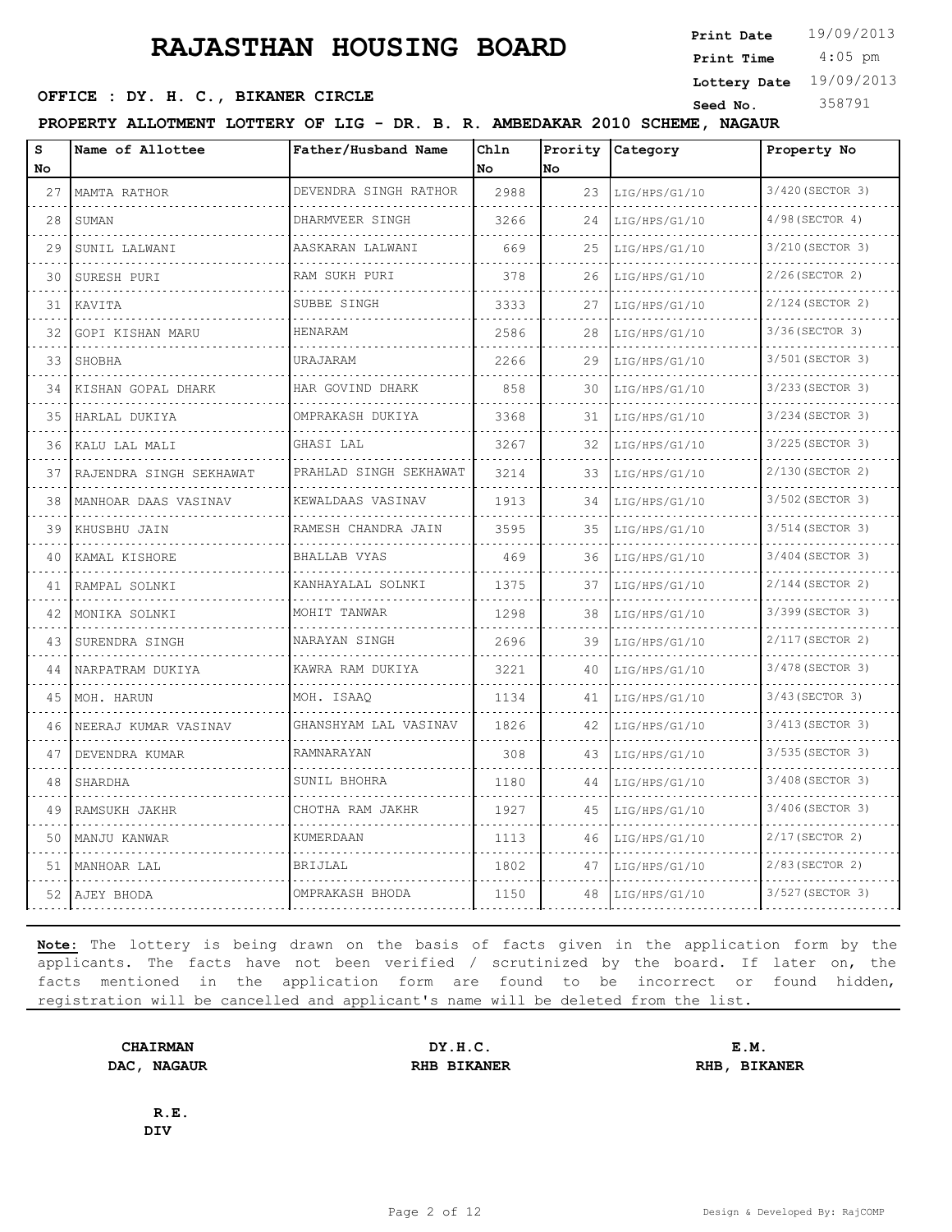# RAJASTHAN HOUSING BOARD

**Print Date** 19/09/2013
**Print Time** 4:05 pm
**Lottery Date** 19/09/2013
**Seed No.** 358791

**OFFICE : DY. H. C., BIKANER CIRCLE**

**PROPERTY ALLOTMENT LOTTERY OF LIG - DR. B. R. AMBEDAKAR 2010 SCHEME, NAGAUR**

| S No | Name of Allottee | Father/Husband Name | Chln No | Prority No | Category | Property No |
|---|---|---|---|---|---|---|
| 27 | MAMTA RATHOR | DEVENDRA SINGH RATHOR | 2988 | 23 | LIG/HPS/G1/10 | 3/420(SECTOR 3) |
| 28 | SUMAN | DHARMVEER SINGH | 3266 | 24 | LIG/HPS/G1/10 | 4/98(SECTOR 4) |
| 29 | SUNIL LALWANI | AASKARAN LALWANI | 669 | 25 | LIG/HPS/G1/10 | 3/210(SECTOR 3) |
| 30 | SURESH PURI | RAM SUKH PURI | 378 | 26 | LIG/HPS/G1/10 | 2/26(SECTOR 2) |
| 31 | KAVITA | SUBBE SINGH | 3333 | 27 | LIG/HPS/G1/10 | 2/124(SECTOR 2) |
| 32 | GOPI KISHAN MARU | HENARAM | 2586 | 28 | LIG/HPS/G1/10 | 3/36(SECTOR 3) |
| 33 | SHOBHA | URAJARAM | 2266 | 29 | LIG/HPS/G1/10 | 3/501(SECTOR 3) |
| 34 | KISHAN GOPAL DHARK | HAR GOVIND DHARK | 858 | 30 | LIG/HPS/G1/10 | 3/233(SECTOR 3) |
| 35 | HARLAL DUKIYA | OMPRAKASH DUKIYA | 3368 | 31 | LIG/HPS/G1/10 | 3/234(SECTOR 3) |
| 36 | KALU LAL MALI | GHASI LAL | 3267 | 32 | LIG/HPS/G1/10 | 3/225(SECTOR 3) |
| 37 | RAJENDRA SINGH SEKHAWAT | PRAHLAD SINGH SEKHAWAT | 3214 | 33 | LIG/HPS/G1/10 | 2/130(SECTOR 2) |
| 38 | MANHOAR DAAS VASINAV | KEWALDAAS VASINAV | 1913 | 34 | LIG/HPS/G1/10 | 3/502(SECTOR 3) |
| 39 | KHUSBHU JAIN | RAMESH CHANDRA JAIN | 3595 | 35 | LIG/HPS/G1/10 | 3/514(SECTOR 3) |
| 40 | KAMAL KISHORE | BHALLAB VYAS | 469 | 36 | LIG/HPS/G1/10 | 3/404(SECTOR 3) |
| 41 | RAMPAL SOLNKI | KANHAYALAL SOLNKI | 1375 | 37 | LIG/HPS/G1/10 | 2/144(SECTOR 2) |
| 42 | MONIKA SOLNKI | MOHIT TANWAR | 1298 | 38 | LIG/HPS/G1/10 | 3/399(SECTOR 3) |
| 43 | SURENDRA SINGH | NARAYAN SINGH | 2696 | 39 | LIG/HPS/G1/10 | 2/117(SECTOR 2) |
| 44 | NARPATRAM DUKIYA | KAWRA RAM DUKIYA | 3221 | 40 | LIG/HPS/G1/10 | 3/478(SECTOR 3) |
| 45 | MOH. HARUN | MOH. ISAAQ | 1134 | 41 | LIG/HPS/G1/10 | 3/43(SECTOR 3) |
| 46 | NEERAJ KUMAR VASINAV | GHANSHYAM LAL VASINAV | 1826 | 42 | LIG/HPS/G1/10 | 3/413(SECTOR 3) |
| 47 | DEVENDRA KUMAR | RAMNARAYAN | 308 | 43 | LIG/HPS/G1/10 | 3/535(SECTOR 3) |
| 48 | SHARDHA | SUNIL BHOHRA | 1180 | 44 | LIG/HPS/G1/10 | 3/408(SECTOR 3) |
| 49 | RAMSUKH JAKHR | CHOTHA RAM JAKHR | 1927 | 45 | LIG/HPS/G1/10 | 3/406(SECTOR 3) |
| 50 | MANJU KANWAR | KUMERDAAN | 1113 | 46 | LIG/HPS/G1/10 | 2/17(SECTOR 2) |
| 51 | MANHOAR LAL | BRIJLAL | 1802 | 47 | LIG/HPS/G1/10 | 2/83(SECTOR 2) |
| 52 | AJEY BHODA | OMPRAKASH BHODA | 1150 | 48 | LIG/HPS/G1/10 | 3/527(SECTOR 3) |

**Note:** The lottery is being drawn on the basis of facts given in the application form by the applicants. The facts have not been verified / scrutinized by the board. If later on, the facts mentioned in the application form are found to be incorrect or found hidden, registration will be cancelled and applicant's name will be deleted from the list.

**CHAIRMAN**
**DAC, NAGAUR**

**DY.H.C.**
**RHB BIKANER**

**E.M.**
**RHB, BIKANER**

**R.E.**
**DIV**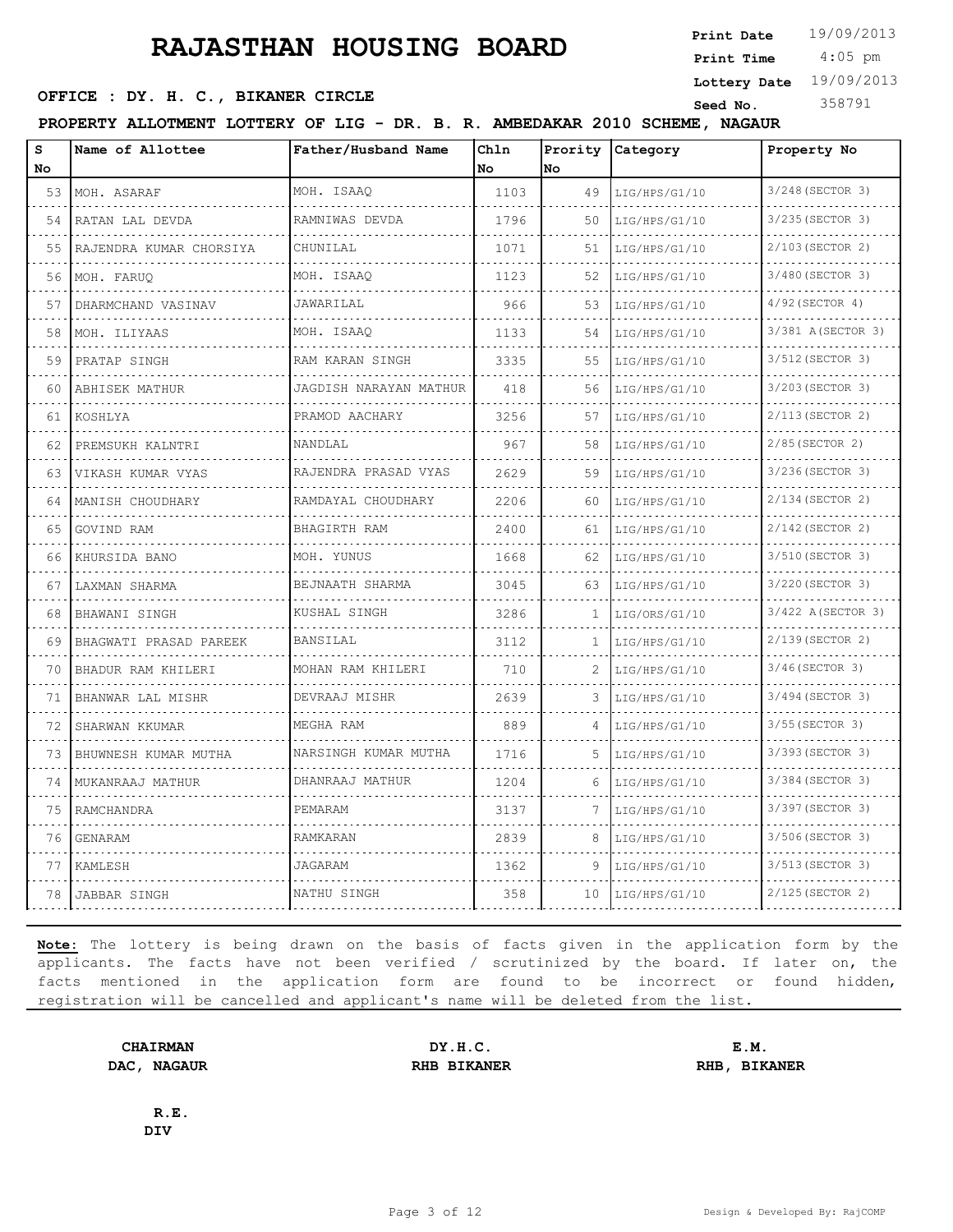# RAJASTHAN HOUSING BOARD

**Print Date** 19/09/2013
**Print Time** 4:05 pm
**Lottery Date** 19/09/2013
**Seed No.** 358791

**OFFICE : DY. H. C., BIKANER CIRCLE**

**PROPERTY ALLOTMENT LOTTERY OF LIG - DR. B. R. AMBEDAKAR 2010 SCHEME, NAGAUR**

| S No | Name of Allottee | Father/Husband Name | Chln No | Prority No | Category | Property No |
|---|---|---|---|---|---|---|
| 53 | MOH. ASARAF | MOH. ISAAQ | 1103 | 49 | LIG/HPS/G1/10 | 3/248(SECTOR 3) |
| 54 | RATAN LAL DEVDA | RAMNIWAS DEVDA | 1796 | 50 | LIG/HPS/G1/10 | 3/235(SECTOR 3) |
| 55 | RAJENDRA KUMAR CHORSIYA | CHUNILAL | 1071 | 51 | LIG/HPS/G1/10 | 2/103(SECTOR 2) |
| 56 | MOH. FARUQ | MOH. ISAAQ | 1123 | 52 | LIG/HPS/G1/10 | 3/480(SECTOR 3) |
| 57 | DHARMCHAND VASINAV | JAWARILAL | 966 | 53 | LIG/HPS/G1/10 | 4/92(SECTOR 4) |
| 58 | MOH. ILIYAAS | MOH. ISAAQ | 1133 | 54 | LIG/HPS/G1/10 | 3/381 A(SECTOR 3) |
| 59 | PRATAP SINGH | RAM KARAN SINGH | 3335 | 55 | LIG/HPS/G1/10 | 3/512(SECTOR 3) |
| 60 | ABHISEK MATHUR | JAGDISH NARAYAN MATHUR | 418 | 56 | LIG/HPS/G1/10 | 3/203(SECTOR 3) |
| 61 | KOSHLYA | PRAMOD AACHARY | 3256 | 57 | LIG/HPS/G1/10 | 2/113(SECTOR 2) |
| 62 | PREMSUKH KALNTRI | NANDLAL | 967 | 58 | LIG/HPS/G1/10 | 2/85(SECTOR 2) |
| 63 | VIKASH KUMAR VYAS | RAJENDRA PRASAD VYAS | 2629 | 59 | LIG/HPS/G1/10 | 3/236(SECTOR 3) |
| 64 | MANISH CHOUDHARY | RAMDAYAL CHOUDHARY | 2206 | 60 | LIG/HPS/G1/10 | 2/134(SECTOR 2) |
| 65 | GOVIND RAM | BHAGIRTH RAM | 2400 | 61 | LIG/HPS/G1/10 | 2/142(SECTOR 2) |
| 66 | KHURSIDA BANO | MOH. YUNUS | 1668 | 62 | LIG/HPS/G1/10 | 3/510(SECTOR 3) |
| 67 | LAXMAN SHARMA | BEJNAATH SHARMA | 3045 | 63 | LIG/HPS/G1/10 | 3/220(SECTOR 3) |
| 68 | BHAWANI SINGH | KUSHAL SINGH | 3286 | 1 | LIG/ORS/G1/10 | 3/422 A(SECTOR 3) |
| 69 | BHAGWATI PRASAD PAREEK | BANSILAL | 3112 | 1 | LIG/HPS/G1/10 | 2/139(SECTOR 2) |
| 70 | BHADUR RAM KHILERI | MOHAN RAM KHILERI | 710 | 2 | LIG/HPS/G1/10 | 3/46(SECTOR 3) |
| 71 | BHANWAR LAL MISHR | DEVRAAJ MISHR | 2639 | 3 | LIG/HPS/G1/10 | 3/494(SECTOR 3) |
| 72 | SHARWAN KKUMAR | MEGHA RAM | 889 | 4 | LIG/HPS/G1/10 | 3/55(SECTOR 3) |
| 73 | BHUWNESH KUMAR MUTHA | NARSINGH KUMAR MUTHA | 1716 | 5 | LIG/HPS/G1/10 | 3/393(SECTOR 3) |
| 74 | MUKANRAAJ MATHUR | DHANRAAJ MATHUR | 1204 | 6 | LIG/HPS/G1/10 | 3/384(SECTOR 3) |
| 75 | RAMCHANDRA | PEMARAM | 3137 | 7 | LIG/HPS/G1/10 | 3/397(SECTOR 3) |
| 76 | GENARAM | RAMKARAN | 2839 | 8 | LIG/HPS/G1/10 | 3/506(SECTOR 3) |
| 77 | KAMLESH | JAGARAM | 1362 | 9 | LIG/HPS/G1/10 | 3/513(SECTOR 3) |
| 78 | JABBAR SINGH | NATHU SINGH | 358 | 10 | LIG/HPS/G1/10 | 2/125(SECTOR 2) |

**Note:** The lottery is being drawn on the basis of facts given in the application form by the applicants. The facts have not been verified / scrutinized by the board. If later on, the facts mentioned in the application form are found to be incorrect or found hidden, registration will be cancelled and applicant's name will be deleted from the list.

**CHAIRMAN**
**DAC, NAGAUR**

**DY.H.C.**
**RHB BIKANER**

**E.M.**
**RHB, BIKANER**

**R.E.**
**DIV**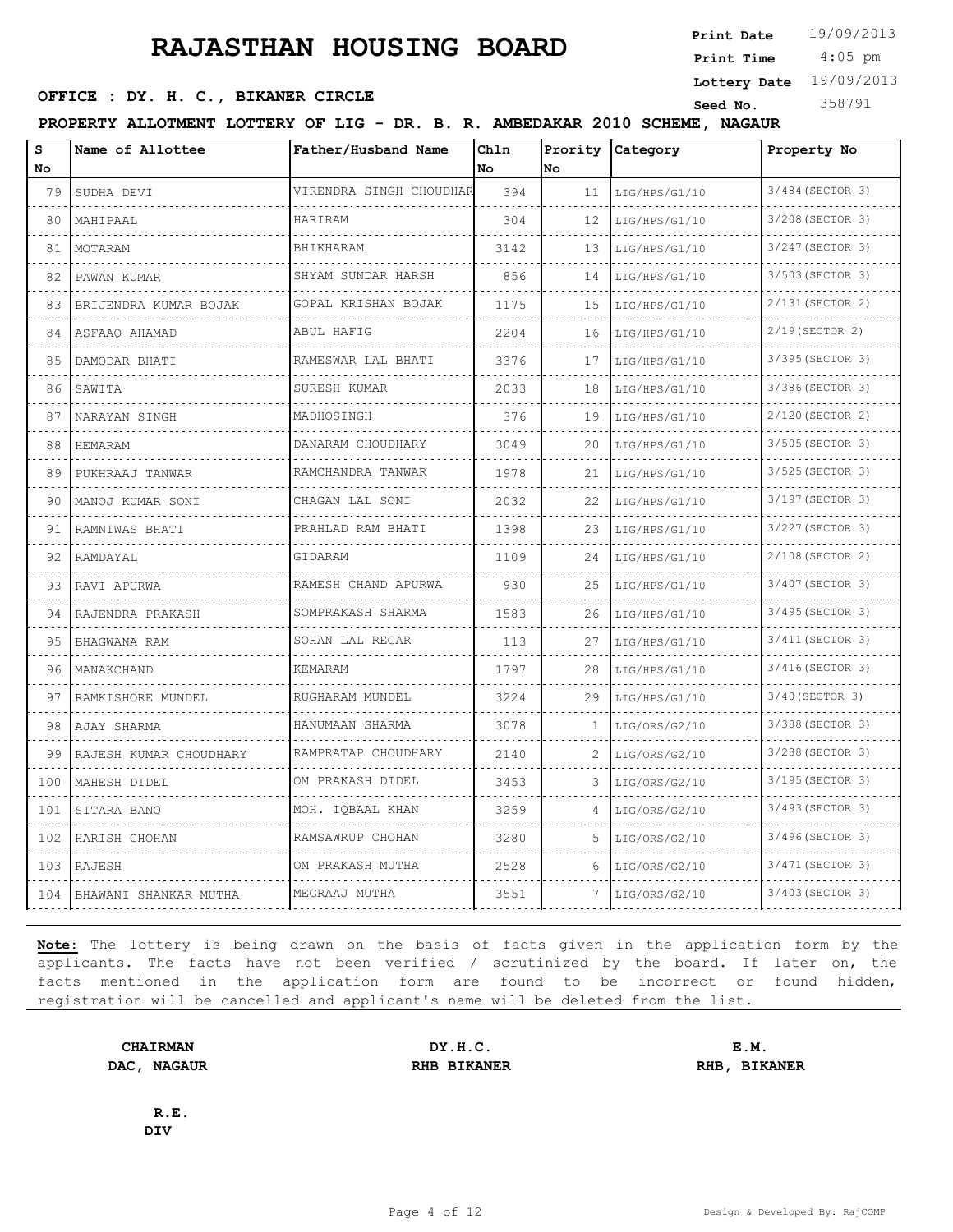# RAJASTHAN HOUSING BOARD

**Print Date** 19/09/2013
**Print Time** 4:05 pm
**Lottery Date** 19/09/2013
**Seed No.** 358791

**OFFICE : DY. H. C., BIKANER CIRCLE**

**PROPERTY ALLOTMENT LOTTERY OF LIG - DR. B. R. AMBEDAKAR 2010 SCHEME, NAGAUR**

| S No | Name of Allottee | Father/Husband Name | Chln No | Prority No | Category | Property No |
|---|---|---|---|---|---|---|
| 79 | SUDHA DEVI | VIRENDRA SINGH CHOUDHAR | 394 | 11 | LIG/HPS/G1/10 | 3/484(SECTOR 3) |
| 80 | MAHIPAAL | HARIRAM | 304 | 12 | LIG/HPS/G1/10 | 3/208(SECTOR 3) |
| 81 | MOTARAM | BHIKHARAM | 3142 | 13 | LIG/HPS/G1/10 | 3/247(SECTOR 3) |
| 82 | PAWAN KUMAR | SHYAM SUNDAR HARSH | 856 | 14 | LIG/HPS/G1/10 | 3/503(SECTOR 3) |
| 83 | BRIJENDRA KUMAR BOJAK | GOPAL KRISHAN BOJAK | 1175 | 15 | LIG/HPS/G1/10 | 2/131(SECTOR 2) |
| 84 | ASFAAQ AHAMAD | ABUL HAFIG | 2204 | 16 | LIG/HPS/G1/10 | 2/19(SECTOR 2) |
| 85 | DAMODAR BHATI | RAMESWAR LAL BHATI | 3376 | 17 | LIG/HPS/G1/10 | 3/395(SECTOR 3) |
| 86 | SAWITA | SURESH KUMAR | 2033 | 18 | LIG/HPS/G1/10 | 3/386(SECTOR 3) |
| 87 | NARAYAN SINGH | MADHOSINGH | 376 | 19 | LIG/HPS/G1/10 | 2/120(SECTOR 2) |
| 88 | HEMARAM | DANARAM CHOUDHARY | 3049 | 20 | LIG/HPS/G1/10 | 3/505(SECTOR 3) |
| 89 | PUKHRAAJ TANWAR | RAMCHANDRA TANWAR | 1978 | 21 | LIG/HPS/G1/10 | 3/525(SECTOR 3) |
| 90 | MANOJ KUMAR SONI | CHAGAN LAL SONI | 2032 | 22 | LIG/HPS/G1/10 | 3/197(SECTOR 3) |
| 91 | RAMNIWAS BHATI | PRAHLAD RAM BHATI | 1398 | 23 | LIG/HPS/G1/10 | 3/227(SECTOR 3) |
| 92 | RAMDAYAL | GIDARAM | 1109 | 24 | LIG/HPS/G1/10 | 2/108(SECTOR 2) |
| 93 | RAVI APURWA | RAMESH CHAND APURWA | 930 | 25 | LIG/HPS/G1/10 | 3/407(SECTOR 3) |
| 94 | RAJENDRA PRAKASH | SOMPRAKASH SHARMA | 1583 | 26 | LIG/HPS/G1/10 | 3/495(SECTOR 3) |
| 95 | BHAGWANA RAM | SOHAN LAL REGAR | 113 | 27 | LIG/HPS/G1/10 | 3/411(SECTOR 3) |
| 96 | MANAKCHAND | KEMARAM | 1797 | 28 | LIG/HPS/G1/10 | 3/416(SECTOR 3) |
| 97 | RAMKISHORE MUNDEL | RUGHARAM MUNDEL | 3224 | 29 | LIG/HPS/G1/10 | 3/40(SECTOR 3) |
| 98 | AJAY SHARMA | HANUMAAN SHARMA | 3078 | 1 | LIG/ORS/G2/10 | 3/388(SECTOR 3) |
| 99 | RAJESH KUMAR CHOUDHARY | RAMPRATAP CHOUDHARY | 2140 | 2 | LIG/ORS/G2/10 | 3/238(SECTOR 3) |
| 100 | MAHESH DIDEL | OM PRAKASH DIDEL | 3453 | 3 | LIG/ORS/G2/10 | 3/195(SECTOR 3) |
| 101 | SITARA BANO | MOH. IQBAAL KHAN | 3259 | 4 | LIG/ORS/G2/10 | 3/493(SECTOR 3) |
| 102 | HARISH CHOHAN | RAMSAWRUP CHOHAN | 3280 | 5 | LIG/ORS/G2/10 | 3/496(SECTOR 3) |
| 103 | RAJESH | OM PRAKASH MUTHA | 2528 | 6 | LIG/ORS/G2/10 | 3/471(SECTOR 3) |
| 104 | BHAWANI SHANKAR MUTHA | MEGRAAJ MUTHA | 3551 | 7 | LIG/ORS/G2/10 | 3/403(SECTOR 3) |

**Note:** The lottery is being drawn on the basis of facts given in the application form by the applicants. The facts have not been verified / scrutinized by the board. If later on, the facts mentioned in the application form are found to be incorrect or found hidden, registration will be cancelled and applicant's name will be deleted from the list.

**CHAIRMAN**
**DAC, NAGAUR**

**DY.H.C.**
**RHB BIKANER**

**E.M.**
**RHB, BIKANER**

**R.E.**
**DIV**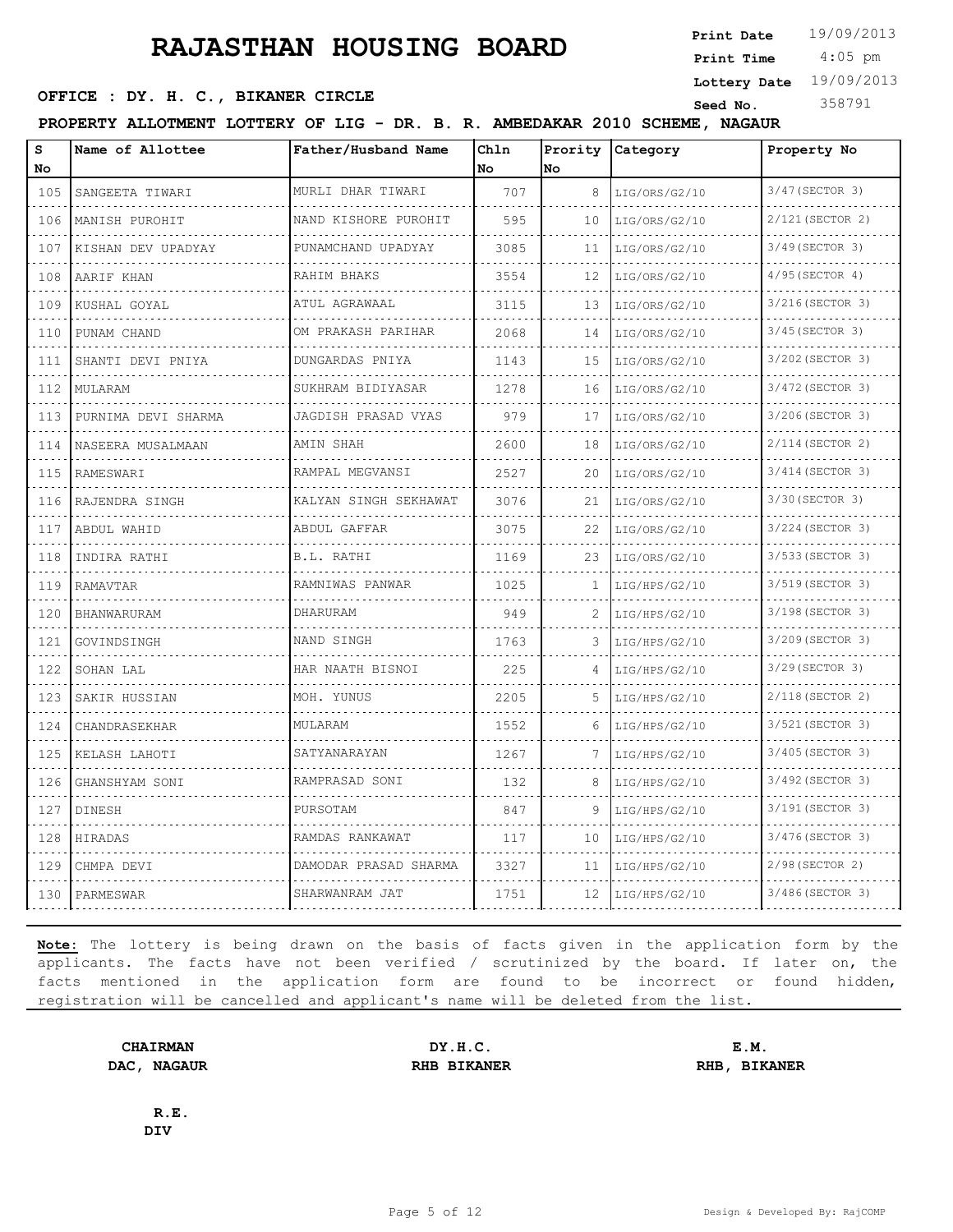# RAJASTHAN HOUSING BOARD

**Print Date** 19/09/2013
**Print Time** 4:05 pm
**Lottery Date** 19/09/2013
**Seed No.** 358791

**OFFICE : DY. H. C., BIKANER CIRCLE**

**PROPERTY ALLOTMENT LOTTERY OF LIG - DR. B. R. AMBEDAKAR 2010 SCHEME, NAGAUR**

| S No | Name of Allottee | Father/Husband Name | Chln No | Prority No | Category | Property No |
|---|---|---|---|---|---|---|
| 105 | SANGEETA TIWARI | MURLI DHAR TIWARI | 707 | 8 | LIG/ORS/G2/10 | 3/47(SECTOR 3) |
| 106 | MANISH PUROHIT | NAND KISHORE PUROHIT | 595 | 10 | LIG/ORS/G2/10 | 2/121(SECTOR 2) |
| 107 | KISHAN DEV UPADYAY | PUNAMCHAND UPADYAY | 3085 | 11 | LIG/ORS/G2/10 | 3/49(SECTOR 3) |
| 108 | AARIF KHAN | RAHIM BHAKS | 3554 | 12 | LIG/ORS/G2/10 | 4/95(SECTOR 4) |
| 109 | KUSHAL GOYAL | ATUL AGRAWAAL | 3115 | 13 | LIG/ORS/G2/10 | 3/216(SECTOR 3) |
| 110 | PUNAM CHAND | OM PRAKASH PARIHAR | 2068 | 14 | LIG/ORS/G2/10 | 3/45(SECTOR 3) |
| 111 | SHANTI DEVI PNIYA | DUNGARDAS PNIYA | 1143 | 15 | LIG/ORS/G2/10 | 3/202(SECTOR 3) |
| 112 | MULARAM | SUKHRAM BIDIYASAR | 1278 | 16 | LIG/ORS/G2/10 | 3/472(SECTOR 3) |
| 113 | PURNIMA DEVI SHARMA | JAGDISH PRASAD VYAS | 979 | 17 | LIG/ORS/G2/10 | 3/206(SECTOR 3) |
| 114 | NASEERA MUSALMAAN | AMIN SHAH | 2600 | 18 | LIG/ORS/G2/10 | 2/114(SECTOR 2) |
| 115 | RAMESWARI | RAMPAL MEGVANSI | 2527 | 20 | LIG/ORS/G2/10 | 3/414(SECTOR 3) |
| 116 | RAJENDRA SINGH | KALYAN SINGH SEKHAWAT | 3076 | 21 | LIG/ORS/G2/10 | 3/30(SECTOR 3) |
| 117 | ABDUL WAHID | ABDUL GAFFAR | 3075 | 22 | LIG/ORS/G2/10 | 3/224(SECTOR 3) |
| 118 | INDIRA RATHI | B.L. RATHI | 1169 | 23 | LIG/ORS/G2/10 | 3/533(SECTOR 3) |
| 119 | RAMAVTAR | RAMNIWAS PANWAR | 1025 | 1 | LIG/HPS/G2/10 | 3/519(SECTOR 3) |
| 120 | BHANWARURAM | DHARURAM | 949 | 2 | LIG/HPS/G2/10 | 3/198(SECTOR 3) |
| 121 | GOVINDSINGH | NAND SINGH | 1763 | 3 | LIG/HPS/G2/10 | 3/209(SECTOR 3) |
| 122 | SOHAN LAL | HAR NAATH BISNOI | 225 | 4 | LIG/HPS/G2/10 | 3/29(SECTOR 3) |
| 123 | SAKIR HUSSIAN | MOH. YUNUS | 2205 | 5 | LIG/HPS/G2/10 | 2/118(SECTOR 2) |
| 124 | CHANDRASEKHAR | MULARAM | 1552 | 6 | LIG/HPS/G2/10 | 3/521(SECTOR 3) |
| 125 | KELASH LAHOTI | SATYANARAYAN | 1267 | 7 | LIG/HPS/G2/10 | 3/405(SECTOR 3) |
| 126 | GHANSHYAM SONI | RAMPRASAD SONI | 132 | 8 | LIG/HPS/G2/10 | 3/492(SECTOR 3) |
| 127 | DINESH | PURSOTAM | 847 | 9 | LIG/HPS/G2/10 | 3/191(SECTOR 3) |
| 128 | HIRADAS | RAMDAS RANKAWAT | 117 | 10 | LIG/HPS/G2/10 | 3/476(SECTOR 3) |
| 129 | CHMPA DEVI | DAMODAR PRASAD SHARMA | 3327 | 11 | LIG/HPS/G2/10 | 2/98(SECTOR 2) |
| 130 | PARMESWAR | SHARWANRAM JAT | 1751 | 12 | LIG/HPS/G2/10 | 3/486(SECTOR 3) |

**Note:** The lottery is being drawn on the basis of facts given in the application form by the applicants. The facts have not been verified / scrutinized by the board. If later on, the facts mentioned in the application form are found to be incorrect or found hidden, registration will be cancelled and applicant's name will be deleted from the list.

**CHAIRMAN**
**DAC, NAGAUR**

**DY.H.C.**
**RHB BIKANER**

**E.M.**
**RHB, BIKANER**

**R.E.**
**DIV**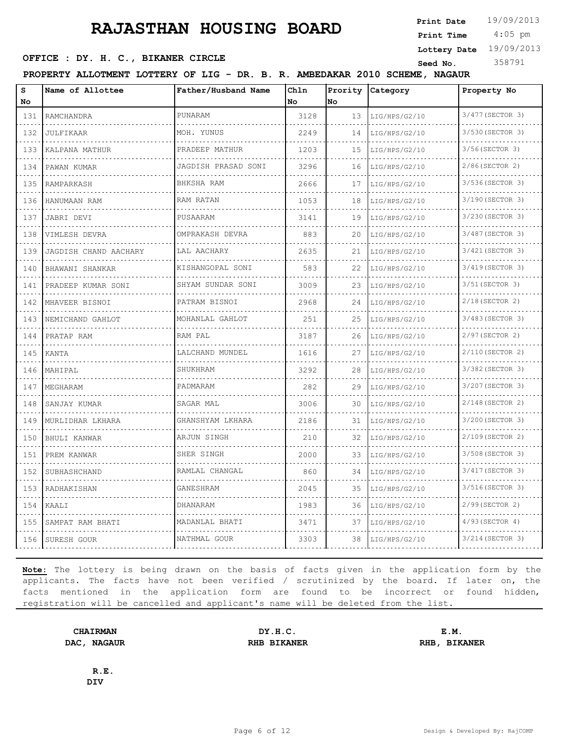# RAJASTHAN HOUSING BOARD

**Print Date** 19/09/2013
**Print Time** 4:05 pm
**Lottery Date** 19/09/2013
**Seed No.** 358791

**OFFICE : DY. H. C., BIKANER CIRCLE**

**PROPERTY ALLOTMENT LOTTERY OF LIG - DR. B. R. AMBEDAKAR 2010 SCHEME, NAGAUR**

| S No | Name of Allottee | Father/Husband Name | Chln No | Prority No | Category | Property No |
|---|---|---|---|---|---|---|
| 131 | RAMCHANDRA | PUNARAM | 3128 | 13 | LIG/HPS/G2/10 | 3/477(SECTOR 3) |
| 132 | JULFIKAAR | MOH. YUNUS | 2249 | 14 | LIG/HPS/G2/10 | 3/530(SECTOR 3) |
| 133 | KALPANA MATHUR | PRADEEP MATHUR | 1203 | 15 | LIG/HPS/G2/10 | 3/56(SECTOR 3) |
| 134 | PAWAN KUMAR | JAGDISH PRASAD SONI | 3296 | 16 | LIG/HPS/G2/10 | 2/86(SECTOR 2) |
| 135 | RAMPARKASH | BHKSHA RAM | 2666 | 17 | LIG/HPS/G2/10 | 3/536(SECTOR 3) |
| 136 | HANUMAAN RAM | RAM RATAN | 1053 | 18 | LIG/HPS/G2/10 | 3/190(SECTOR 3) |
| 137 | JABRI DEVI | PUSAARAM | 3141 | 19 | LIG/HPS/G2/10 | 3/230(SECTOR 3) |
| 138 | VIMLESH DEVRA | OMPRAKASH DEVRA | 883 | 20 | LIG/HPS/G2/10 | 3/487(SECTOR 3) |
| 139 | JAGDISH CHAND AACHARY | LAL AACHARY | 2635 | 21 | LIG/HPS/G2/10 | 3/421(SECTOR 3) |
| 140 | BHAWANI SHANKAR | KISHANGOPAL SONI | 583 | 22 | LIG/HPS/G2/10 | 3/419(SECTOR 3) |
| 141 | PRADEEP KUMAR SONI | SHYAM SUNDAR SONI | 3009 | 23 | LIG/HPS/G2/10 | 3/51(SECTOR 3) |
| 142 | MHAVEER BISNOI | PATRAM BISNOI | 2968 | 24 | LIG/HPS/G2/10 | 2/18(SECTOR 2) |
| 143 | NEMICHAND GAHLOT | MOHANLAL GAHLOT | 251 | 25 | LIG/HPS/G2/10 | 3/483(SECTOR 3) |
| 144 | PRATAP RAM | RAM PAL | 3187 | 26 | LIG/HPS/G2/10 | 2/97(SECTOR 2) |
| 145 | KANTA | LALCHAND MUNDEL | 1616 | 27 | LIG/HPS/G2/10 | 2/110(SECTOR 2) |
| 146 | MAHIPAL | SHUKHRAM | 3292 | 28 | LIG/HPS/G2/10 | 3/382(SECTOR 3) |
| 147 | MEGHARAM | PADMARAM | 282 | 29 | LIG/HPS/G2/10 | 3/207(SECTOR 3) |
| 148 | SANJAY KUMAR | SAGAR MAL | 3006 | 30 | LIG/HPS/G2/10 | 2/148(SECTOR 2) |
| 149 | MURLIDHAR LKHARA | GHANSHYAM LKHARA | 2186 | 31 | LIG/HPS/G2/10 | 3/200(SECTOR 3) |
| 150 | BHULI KANWAR | ARJUN SINGH | 210 | 32 | LIG/HPS/G2/10 | 2/109(SECTOR 2) |
| 151 | PREM KANWAR | SHER SINGH | 2000 | 33 | LIG/HPS/G2/10 | 3/508(SECTOR 3) |
| 152 | SUBHASHCHAND | RAMLAL CHANGAL | 860 | 34 | LIG/HPS/G2/10 | 3/417(SECTOR 3) |
| 153 | RADHAKISHAN | GANESHRAM | 2045 | 35 | LIG/HPS/G2/10 | 3/516(SECTOR 3) |
| 154 | KAALI | DHANARAM | 1983 | 36 | LIG/HPS/G2/10 | 2/99(SECTOR 2) |
| 155 | SAMPAT RAM BHATI | MADANLAL BHATI | 3471 | 37 | LIG/HPS/G2/10 | 4/93(SECTOR 4) |
| 156 | SURESH GOUR | NATHMAL GOUR | 3303 | 38 | LIG/HPS/G2/10 | 3/214(SECTOR 3) |

**Note:** The lottery is being drawn on the basis of facts given in the application form by the applicants. The facts have not been verified / scrutinized by the board. If later on, the facts mentioned in the application form are found to be incorrect or found hidden, registration will be cancelled and applicant's name will be deleted from the list.

**CHAIRMAN**
**DAC, NAGAUR**

**DY.H.C.**
**RHB BIKANER**

**E.M.**
**RHB, BIKANER**

**R.E.**
**DIV**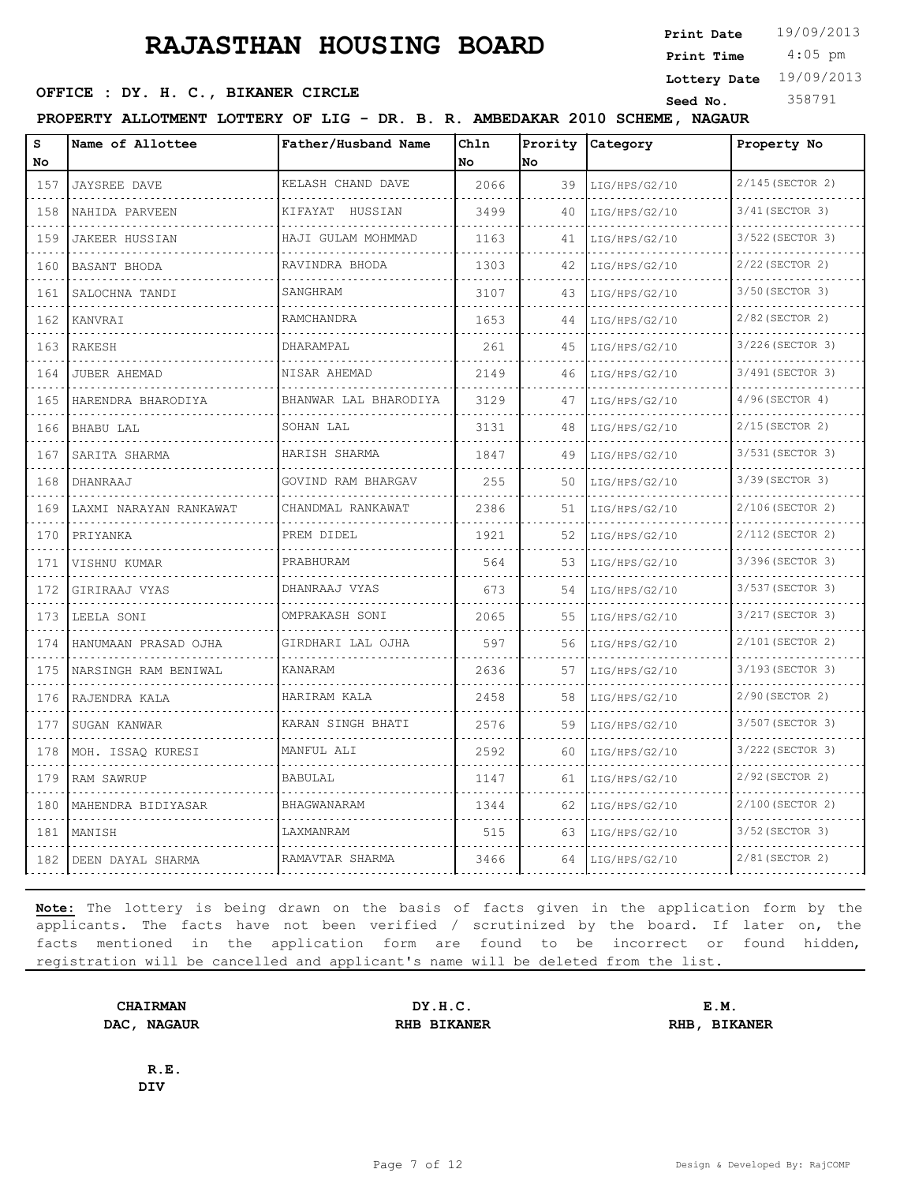# RAJASTHAN HOUSING BOARD

**Print Date** 19/09/2013
**Print Time** 4:05 pm
**Lottery Date** 19/09/2013
**Seed No.** 358791

**OFFICE : DY. H. C., BIKANER CIRCLE**

**PROPERTY ALLOTMENT LOTTERY OF LIG - DR. B. R. AMBEDAKAR 2010 SCHEME, NAGAUR**

| S No | Name of Allottee | Father/Husband Name | Chln No | Prority No | Category | Property No |
|---|---|---|---|---|---|---|
| 157 | JAYSREE DAVE | KELASH CHAND DAVE | 2066 | 39 | LIG/HPS/G2/10 | 2/145(SECTOR 2) |
| 158 | NAHIDA PARVEEN | KIFAYAT HUSSIAN | 3499 | 40 | LIG/HPS/G2/10 | 3/41(SECTOR 3) |
| 159 | JAKEER HUSSIAN | HAJI GULAM MOHMMAD | 1163 | 41 | LIG/HPS/G2/10 | 3/522(SECTOR 3) |
| 160 | BASANT BHODA | RAVINDRA BHODA | 1303 | 42 | LIG/HPS/G2/10 | 2/22(SECTOR 2) |
| 161 | SALOCHNA TANDI | SANGHRAM | 3107 | 43 | LIG/HPS/G2/10 | 3/50(SECTOR 3) |
| 162 | KANVRAI | RAMCHANDRA | 1653 | 44 | LIG/HPS/G2/10 | 2/82(SECTOR 2) |
| 163 | RAKESH | DHARAMPAL | 261 | 45 | LIG/HPS/G2/10 | 3/226(SECTOR 3) |
| 164 | JUBER AHEMAD | NISAR AHEMAD | 2149 | 46 | LIG/HPS/G2/10 | 3/491(SECTOR 3) |
| 165 | HARENDRA BHARODIYA | BHANWAR LAL BHARODIYA | 3129 | 47 | LIG/HPS/G2/10 | 4/96(SECTOR 4) |
| 166 | BHABU LAL | SOHAN LAL | 3131 | 48 | LIG/HPS/G2/10 | 2/15(SECTOR 2) |
| 167 | SARITA SHARMA | HARISH SHARMA | 1847 | 49 | LIG/HPS/G2/10 | 3/531(SECTOR 3) |
| 168 | DHANRAAJ | GOVIND RAM BHARGAV | 255 | 50 | LIG/HPS/G2/10 | 3/39(SECTOR 3) |
| 169 | LAXMI NARAYAN RANKAWAT | CHANDMAL RANKAWAT | 2386 | 51 | LIG/HPS/G2/10 | 2/106(SECTOR 2) |
| 170 | PRIYANKA | PREM DIDEL | 1921 | 52 | LIG/HPS/G2/10 | 2/112(SECTOR 2) |
| 171 | VISHNU KUMAR | PRABHURAM | 564 | 53 | LIG/HPS/G2/10 | 3/396(SECTOR 3) |
| 172 | GIRIRAAJ VYAS | DHANRAAJ VYAS | 673 | 54 | LIG/HPS/G2/10 | 3/537(SECTOR 3) |
| 173 | LEELA SONI | OMPRAKASH SONI | 2065 | 55 | LIG/HPS/G2/10 | 3/217(SECTOR 3) |
| 174 | HANUMAAN PRASAD OJHA | GIRDHARI LAL OJHA | 597 | 56 | LIG/HPS/G2/10 | 2/101(SECTOR 2) |
| 175 | NARSINGH RAM BENIWAL | KANARAM | 2636 | 57 | LIG/HPS/G2/10 | 3/193(SECTOR 3) |
| 176 | RAJENDRA KALA | HARIRAM KALA | 2458 | 58 | LIG/HPS/G2/10 | 2/90(SECTOR 2) |
| 177 | SUGAN KANWAR | KARAN SINGH BHATI | 2576 | 59 | LIG/HPS/G2/10 | 3/507(SECTOR 3) |
| 178 | MOH. ISSAQ KURESI | MANFUL ALI | 2592 | 60 | LIG/HPS/G2/10 | 3/222(SECTOR 3) |
| 179 | RAM SAWRUP | BABULAL | 1147 | 61 | LIG/HPS/G2/10 | 2/92(SECTOR 2) |
| 180 | MAHENDRA BIDIYASAR | BHAGWANARAM | 1344 | 62 | LIG/HPS/G2/10 | 2/100(SECTOR 2) |
| 181 | MANISH | LAXMANRAM | 515 | 63 | LIG/HPS/G2/10 | 3/52(SECTOR 3) |
| 182 | DEEN DAYAL SHARMA | RAMAVTAR SHARMA | 3466 | 64 | LIG/HPS/G2/10 | 2/81(SECTOR 2) |

**Note:** The lottery is being drawn on the basis of facts given in the application form by the applicants. The facts have not been verified / scrutinized by the board. If later on, the facts mentioned in the application form are found to be incorrect or found hidden, registration will be cancelled and applicant's name will be deleted from the list.

**CHAIRMAN**
**DAC, NAGAUR**

**DY.H.C.**
**RHB BIKANER**

**E.M.**
**RHB, BIKANER**

**R.E.**
**DIV**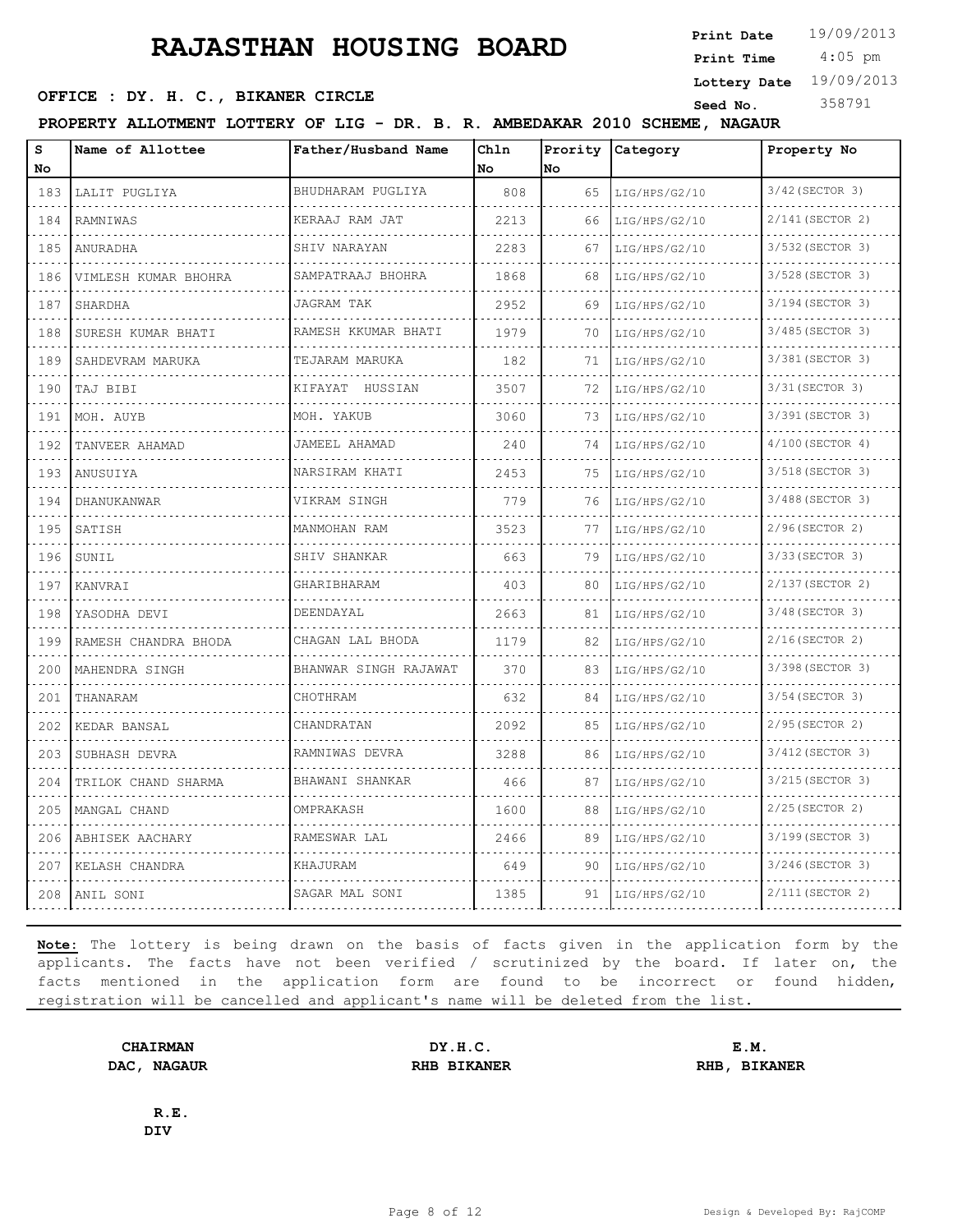# RAJASTHAN HOUSING BOARD

**Print Date** 19/09/2013
**Print Time** 4:05 pm
**Lottery Date** 19/09/2013
**Seed No.** 358791

**OFFICE : DY. H. C., BIKANER CIRCLE**

**PROPERTY ALLOTMENT LOTTERY OF LIG - DR. B. R. AMBEDAKAR 2010 SCHEME, NAGAUR**

| S No | Name of Allottee | Father/Husband Name | Chln No | Prority No | Category | Property No |
|---|---|---|---|---|---|---|
| 183 | LALIT PUGLIYA | BHUDHARAM PUGLIYA | 808 | 65 | LIG/HPS/G2/10 | 3/42(SECTOR 3) |
| 184 | RAMNIWAS | KERAAJ RAM JAT | 2213 | 66 | LIG/HPS/G2/10 | 2/141(SECTOR 2) |
| 185 | ANURADHA | SHIV NARAYAN | 2283 | 67 | LIG/HPS/G2/10 | 3/532(SECTOR 3) |
| 186 | VIMLESH KUMAR BHOHRA | SAMPATRAAJ BHOHRA | 1868 | 68 | LIG/HPS/G2/10 | 3/528(SECTOR 3) |
| 187 | SHARDHA | JAGRAM TAK | 2952 | 69 | LIG/HPS/G2/10 | 3/194(SECTOR 3) |
| 188 | SURESH KUMAR BHATI | RAMESH KKUMAR BHATI | 1979 | 70 | LIG/HPS/G2/10 | 3/485(SECTOR 3) |
| 189 | SAHDEVRAM MARUKA | TEJARAM MARUKA | 182 | 71 | LIG/HPS/G2/10 | 3/381(SECTOR 3) |
| 190 | TAJ BIBI | KIFAYAT HUSSIAN | 3507 | 72 | LIG/HPS/G2/10 | 3/31(SECTOR 3) |
| 191 | MOH. AUYB | MOH. YAKUB | 3060 | 73 | LIG/HPS/G2/10 | 3/391(SECTOR 3) |
| 192 | TANVEER AHAMAD | JAMEEL AHAMAD | 240 | 74 | LIG/HPS/G2/10 | 4/100(SECTOR 4) |
| 193 | ANUSUIYA | NARSIRAM KHATI | 2453 | 75 | LIG/HPS/G2/10 | 3/518(SECTOR 3) |
| 194 | DHANUKANWAR | VIKRAM SINGH | 779 | 76 | LIG/HPS/G2/10 | 3/488(SECTOR 3) |
| 195 | SATISH | MANMOHAN RAM | 3523 | 77 | LIG/HPS/G2/10 | 2/96(SECTOR 2) |
| 196 | SUNIL | SHIV SHANKAR | 663 | 79 | LIG/HPS/G2/10 | 3/33(SECTOR 3) |
| 197 | KANVRAI | GHARIBHARAM | 403 | 80 | LIG/HPS/G2/10 | 2/137(SECTOR 2) |
| 198 | YASODHA DEVI | DEENDAYAL | 2663 | 81 | LIG/HPS/G2/10 | 3/48(SECTOR 3) |
| 199 | RAMESH CHANDRA BHODA | CHAGAN LAL BHODA | 1179 | 82 | LIG/HPS/G2/10 | 2/16(SECTOR 2) |
| 200 | MAHENDRA SINGH | BHANWAR SINGH RAJAWAT | 370 | 83 | LIG/HPS/G2/10 | 3/398(SECTOR 3) |
| 201 | THANARAM | CHOTHRAM | 632 | 84 | LIG/HPS/G2/10 | 3/54(SECTOR 3) |
| 202 | KEDAR BANSAL | CHANDRATAN | 2092 | 85 | LIG/HPS/G2/10 | 2/95(SECTOR 2) |
| 203 | SUBHASH DEVRA | RAMNIWAS DEVRA | 3288 | 86 | LIG/HPS/G2/10 | 3/412(SECTOR 3) |
| 204 | TRILOK CHAND SHARMA | BHAWANI SHANKAR | 466 | 87 | LIG/HPS/G2/10 | 3/215(SECTOR 3) |
| 205 | MANGAL CHAND | OMPRAKASH | 1600 | 88 | LIG/HPS/G2/10 | 2/25(SECTOR 2) |
| 206 | ABHISEK AACHARY | RAMESWAR LAL | 2466 | 89 | LIG/HPS/G2/10 | 3/199(SECTOR 3) |
| 207 | KELASH CHANDRA | KHAJURAM | 649 | 90 | LIG/HPS/G2/10 | 3/246(SECTOR 3) |
| 208 | ANIL SONI | SAGAR MAL SONI | 1385 | 91 | LIG/HPS/G2/10 | 2/111(SECTOR 2) |

**Note:** The lottery is being drawn on the basis of facts given in the application form by the applicants. The facts have not been verified / scrutinized by the board. If later on, the facts mentioned in the application form are found to be incorrect or found hidden, registration will be cancelled and applicant's name will be deleted from the list.

**CHAIRMAN**
**DAC, NAGAUR**

**DY.H.C.**
**RHB BIKANER**

**E.M.**
**RHB, BIKANER**

**R.E.**
**DIV**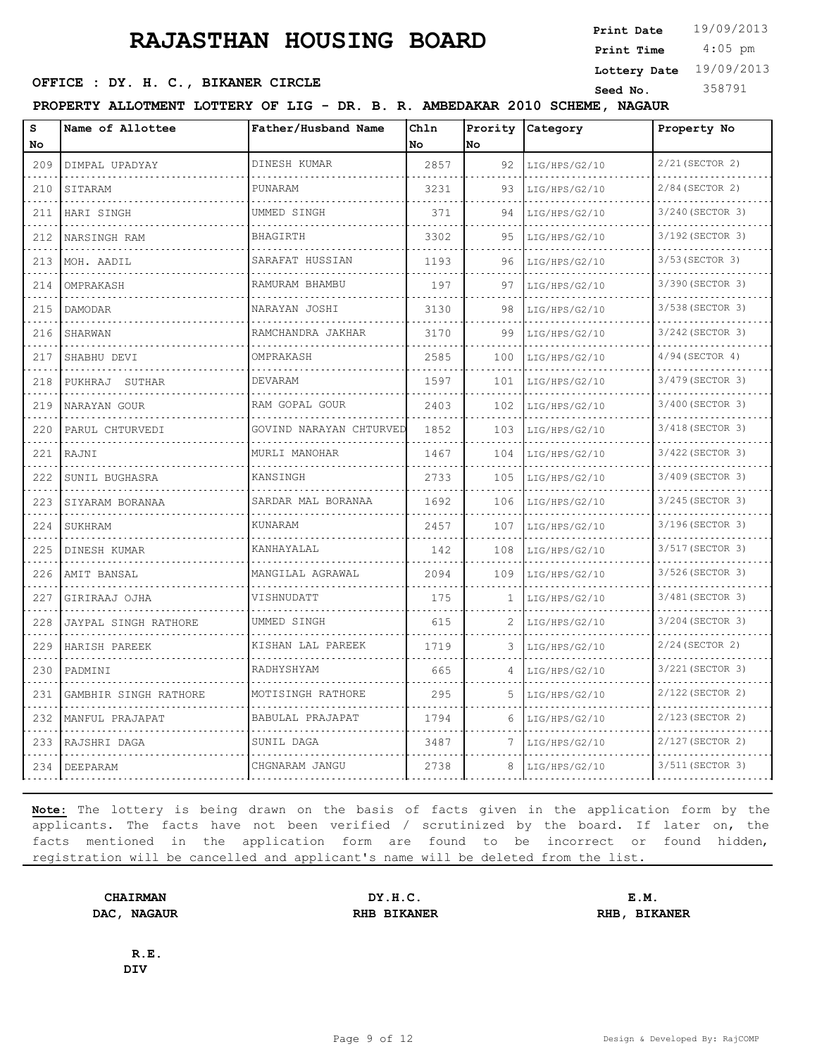# RAJASTHAN HOUSING BOARD

**Print Date** 19/09/2013
**Print Time** 4:05 pm
**Lottery Date** 19/09/2013
**Seed No.** 358791

**OFFICE : DY. H. C., BIKANER CIRCLE**

**PROPERTY ALLOTMENT LOTTERY OF LIG - DR. B. R. AMBEDAKAR 2010 SCHEME, NAGAUR**

| S No | Name of Allottee | Father/Husband Name | Chln No | Prority No | Category | Property No |
|---|---|---|---|---|---|---|
| 209 | DIMPAL UPADYAY | DINESH KUMAR | 2857 | 92 | LIG/HPS/G2/10 | 2/21(SECTOR 2) |
| 210 | SITARAM | PUNARAM | 3231 | 93 | LIG/HPS/G2/10 | 2/84(SECTOR 2) |
| 211 | HARI SINGH | UMMED SINGH | 371 | 94 | LIG/HPS/G2/10 | 3/240(SECTOR 3) |
| 212 | NARSINGH RAM | BHAGIRTH | 3302 | 95 | LIG/HPS/G2/10 | 3/192(SECTOR 3) |
| 213 | MOH. AADIL | SARAFAT HUSSIAN | 1193 | 96 | LIG/HPS/G2/10 | 3/53(SECTOR 3) |
| 214 | OMPRAKASH | RAMURAM BHAMBU | 197 | 97 | LIG/HPS/G2/10 | 3/390(SECTOR 3) |
| 215 | DAMODAR | NARAYAN JOSHI | 3130 | 98 | LIG/HPS/G2/10 | 3/538(SECTOR 3) |
| 216 | SHARWAN | RAMCHANDRA JAKHAR | 3170 | 99 | LIG/HPS/G2/10 | 3/242(SECTOR 3) |
| 217 | SHABHU DEVI | OMPRAKASH | 2585 | 100 | LIG/HPS/G2/10 | 4/94(SECTOR 4) |
| 218 | PUKHRAJ SUTHAR | DEVARAM | 1597 | 101 | LIG/HPS/G2/10 | 3/479(SECTOR 3) |
| 219 | NARAYAN GOUR | RAM GOPAL GOUR | 2403 | 102 | LIG/HPS/G2/10 | 3/400(SECTOR 3) |
| 220 | PARUL CHTURVEDI | GOVIND NARAYAN CHTURVED | 1852 | 103 | LIG/HPS/G2/10 | 3/418(SECTOR 3) |
| 221 | RAJNI | MURLI MANOHAR | 1467 | 104 | LIG/HPS/G2/10 | 3/422(SECTOR 3) |
| 222 | SUNIL BUGHASRA | KANSINGH | 2733 | 105 | LIG/HPS/G2/10 | 3/409(SECTOR 3) |
| 223 | SIYARAM BORANAA | SARDAR MAL BORANAA | 1692 | 106 | LIG/HPS/G2/10 | 3/245(SECTOR 3) |
| 224 | SUKHRAM | KUNARAM | 2457 | 107 | LIG/HPS/G2/10 | 3/196(SECTOR 3) |
| 225 | DINESH KUMAR | KANHAYALAL | 142 | 108 | LIG/HPS/G2/10 | 3/517(SECTOR 3) |
| 226 | AMIT BANSAL | MANGILAL AGRAWAL | 2094 | 109 | LIG/HPS/G2/10 | 3/526(SECTOR 3) |
| 227 | GIRIRAAJ OJHA | VISHNUDATT | 175 | 1 | LIG/HPS/G2/10 | 3/481(SECTOR 3) |
| 228 | JAYPAL SINGH RATHORE | UMMED SINGH | 615 | 2 | LIG/HPS/G2/10 | 3/204(SECTOR 3) |
| 229 | HARISH PAREEK | KISHAN LAL PAREEK | 1719 | 3 | LIG/HPS/G2/10 | 2/24(SECTOR 2) |
| 230 | PADMINI | RADHYSHYAM | 665 | 4 | LIG/HPS/G2/10 | 3/221(SECTOR 3) |
| 231 | GAMBHIR SINGH RATHORE | MOTISINGH RATHORE | 295 | 5 | LIG/HPS/G2/10 | 2/122(SECTOR 2) |
| 232 | MANFUL PRAJAPAT | BABULAL PRAJAPAT | 1794 | 6 | LIG/HPS/G2/10 | 2/123(SECTOR 2) |
| 233 | RAJSHRI DAGA | SUNIL DAGA | 3487 | 7 | LIG/HPS/G2/10 | 2/127(SECTOR 2) |
| 234 | DEEPARAM | CHGNARAM JANGU | 2738 | 8 | LIG/HPS/G2/10 | 3/511(SECTOR 3) |

**Note:** The lottery is being drawn on the basis of facts given in the application form by the applicants. The facts have not been verified / scrutinized by the board. If later on, the facts mentioned in the application form are found to be incorrect or found hidden, registration will be cancelled and applicant's name will be deleted from the list.

**CHAIRMAN**
**DAC, NAGAUR**

**DY.H.C.**
**RHB BIKANER**

**E.M.**
**RHB, BIKANER**

**R.E.**
**DIV**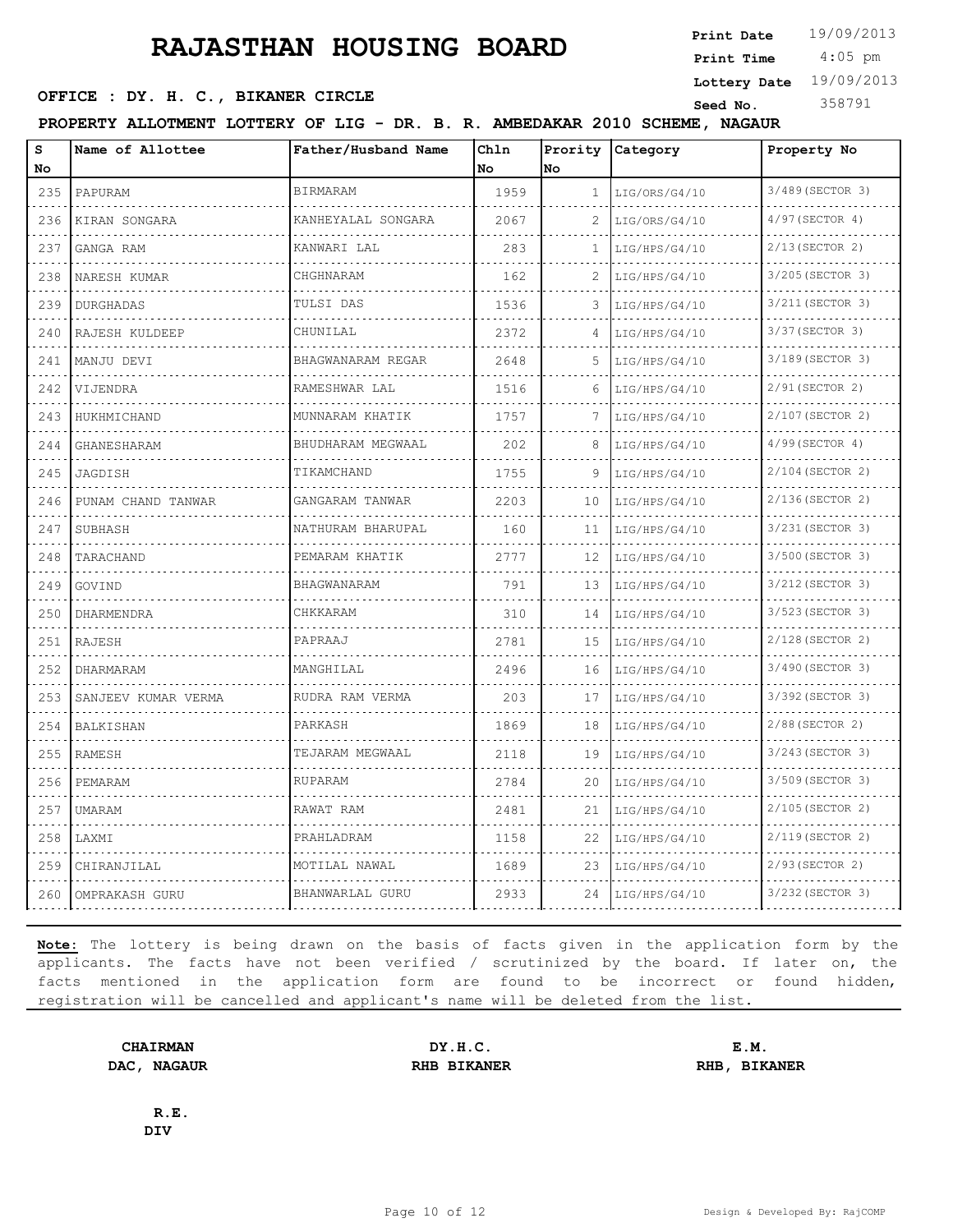# RAJASTHAN HOUSING BOARD

**Print Date** 19/09/2013
**Print Time** 4:05 pm
**Lottery Date** 19/09/2013
**Seed No.** 358791

**OFFICE : DY. H. C., BIKANER CIRCLE**

**PROPERTY ALLOTMENT LOTTERY OF LIG - DR. B. R. AMBEDAKAR 2010 SCHEME, NAGAUR**

| S No | Name of Allottee | Father/Husband Name | Chln No | Prority No | Category | Property No |
|---|---|---|---|---|---|---|
| 235 | PAPURAM | BIRMARAM | 1959 | 1 | LIG/ORS/G4/10 | 3/489(SECTOR 3) |
| 236 | KIRAN SONGARA | KANHEYALAL SONGARA | 2067 | 2 | LIG/ORS/G4/10 | 4/97(SECTOR 4) |
| 237 | GANGA RAM | KANWARI LAL | 283 | 1 | LIG/HPS/G4/10 | 2/13(SECTOR 2) |
| 238 | NARESH KUMAR | CHGHNARAM | 162 | 2 | LIG/HPS/G4/10 | 3/205(SECTOR 3) |
| 239 | DURGHADAS | TULSI DAS | 1536 | 3 | LIG/HPS/G4/10 | 3/211(SECTOR 3) |
| 240 | RAJESH KULDEEP | CHUNILAL | 2372 | 4 | LIG/HPS/G4/10 | 3/37(SECTOR 3) |
| 241 | MANJU DEVI | BHAGWANARAM REGAR | 2648 | 5 | LIG/HPS/G4/10 | 3/189(SECTOR 3) |
| 242 | VIJENDRA | RAMESHWAR LAL | 1516 | 6 | LIG/HPS/G4/10 | 2/91(SECTOR 2) |
| 243 | HUKHMICHAND | MUNNARAM KHATIK | 1757 | 7 | LIG/HPS/G4/10 | 2/107(SECTOR 2) |
| 244 | GHANESHARAM | BHUDHARAM MEGWAAL | 202 | 8 | LIG/HPS/G4/10 | 4/99(SECTOR 4) |
| 245 | JAGDISH | TIKAMCHAND | 1755 | 9 | LIG/HPS/G4/10 | 2/104(SECTOR 2) |
| 246 | PUNAM CHAND TANWAR | GANGARAM TANWAR | 2203 | 10 | LIG/HPS/G4/10 | 2/136(SECTOR 2) |
| 247 | SUBHASH | NATHURAM BHARUPAL | 160 | 11 | LIG/HPS/G4/10 | 3/231(SECTOR 3) |
| 248 | TARACHAND | PEMARAM KHATIK | 2777 | 12 | LIG/HPS/G4/10 | 3/500(SECTOR 3) |
| 249 | GOVIND | BHAGWANARAM | 791 | 13 | LIG/HPS/G4/10 | 3/212(SECTOR 3) |
| 250 | DHARMENDRA | CHKKARAM | 310 | 14 | LIG/HPS/G4/10 | 3/523(SECTOR 3) |
| 251 | RAJESH | PAPRAAJ | 2781 | 15 | LIG/HPS/G4/10 | 2/128(SECTOR 2) |
| 252 | DHARMARAM | MANGHILAL | 2496 | 16 | LIG/HPS/G4/10 | 3/490(SECTOR 3) |
| 253 | SANJEEV KUMAR VERMA | RUDRA RAM VERMA | 203 | 17 | LIG/HPS/G4/10 | 3/392(SECTOR 3) |
| 254 | BALKISHAN | PARKASH | 1869 | 18 | LIG/HPS/G4/10 | 2/88(SECTOR 2) |
| 255 | RAMESH | TEJARAM MEGWAAL | 2118 | 19 | LIG/HPS/G4/10 | 3/243(SECTOR 3) |
| 256 | PEMARAM | RUPARAM | 2784 | 20 | LIG/HPS/G4/10 | 3/509(SECTOR 3) |
| 257 | UMARAM | RAWAT RAM | 2481 | 21 | LIG/HPS/G4/10 | 2/105(SECTOR 2) |
| 258 | LAXMI | PRAHLADRAM | 1158 | 22 | LIG/HPS/G4/10 | 2/119(SECTOR 2) |
| 259 | CHIRANJILAL | MOTILAL NAWAL | 1689 | 23 | LIG/HPS/G4/10 | 2/93(SECTOR 2) |
| 260 | OMPRAKASH GURU | BHANWARLAL GURU | 2933 | 24 | LIG/HPS/G4/10 | 3/232(SECTOR 3) |

**Note:** The lottery is being drawn on the basis of facts given in the application form by the applicants. The facts have not been verified / scrutinized by the board. If later on, the facts mentioned in the application form are found to be incorrect or found hidden, registration will be cancelled and applicant's name will be deleted from the list.

**CHAIRMAN**
**DAC, NAGAUR**

**DY.H.C.**
**RHB BIKANER**

**E.M.**
**RHB, BIKANER**

**R.E.**
**DIV**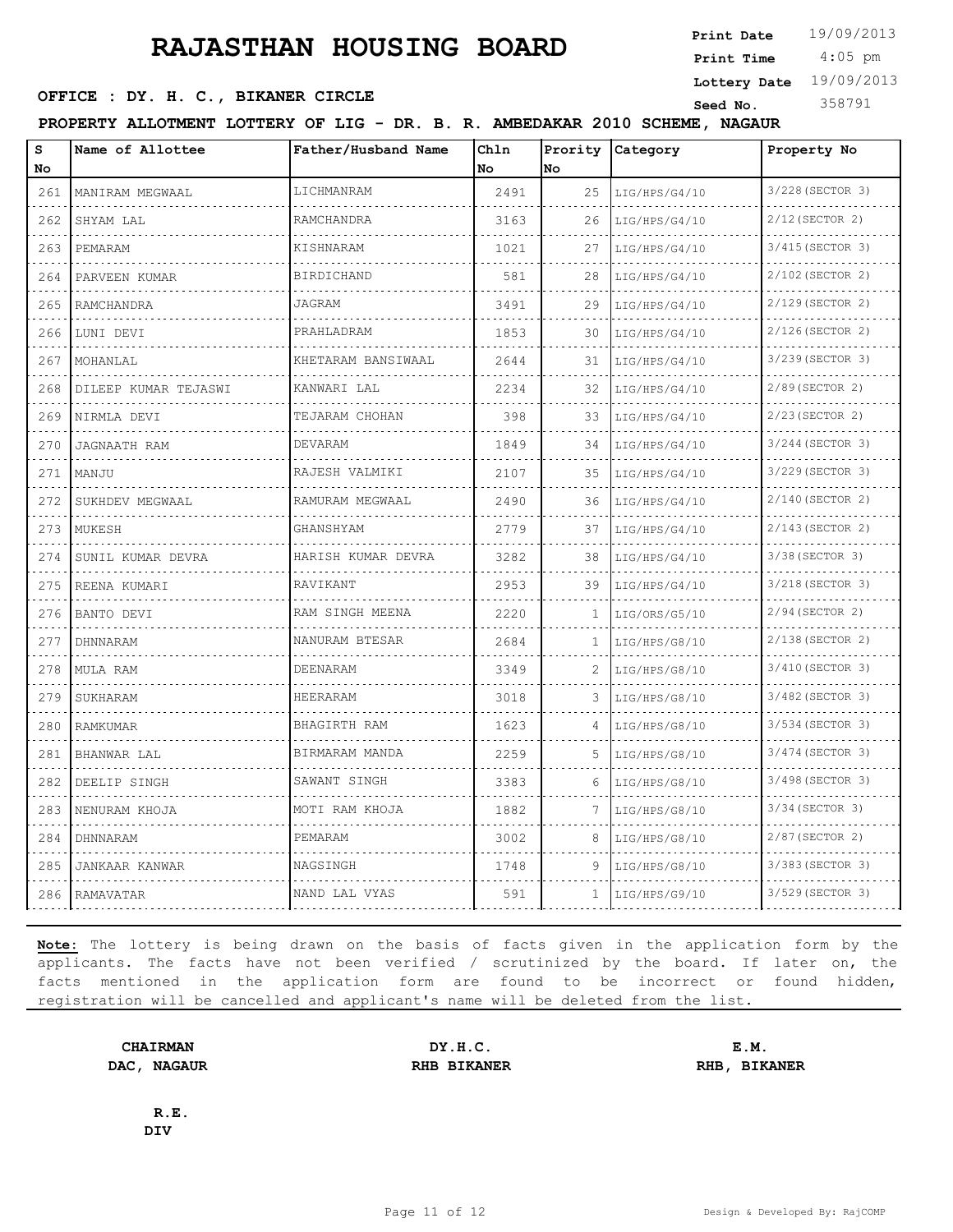# RAJASTHAN HOUSING BOARD

**Print Date** 19/09/2013
**Print Time** 4:05 pm
**Lottery Date** 19/09/2013
**Seed No.** 358791

**OFFICE : DY. H. C., BIKANER CIRCLE**

**PROPERTY ALLOTMENT LOTTERY OF LIG - DR. B. R. AMBEDAKAR 2010 SCHEME, NAGAUR**

| S No | Name of Allottee | Father/Husband Name | Chln No | Prority No | Category | Property No |
|---|---|---|---|---|---|---|
| 261 | MANIRAM MEGWAAL | LICHMANRAM | 2491 | 25 | LIG/HPS/G4/10 | 3/228(SECTOR 3) |
| 262 | SHYAM LAL | RAMCHANDRA | 3163 | 26 | LIG/HPS/G4/10 | 2/12(SECTOR 2) |
| 263 | PEMARAM | KISHNARAM | 1021 | 27 | LIG/HPS/G4/10 | 3/415(SECTOR 3) |
| 264 | PARVEEN KUMAR | BIRDICHAND | 581 | 28 | LIG/HPS/G4/10 | 2/102(SECTOR 2) |
| 265 | RAMCHANDRA | JAGRAM | 3491 | 29 | LIG/HPS/G4/10 | 2/129(SECTOR 2) |
| 266 | LUNI DEVI | PRAHLADRAM | 1853 | 30 | LIG/HPS/G4/10 | 2/126(SECTOR 2) |
| 267 | MOHANLAL | KHETARAM BANSIWAAL | 2644 | 31 | LIG/HPS/G4/10 | 3/239(SECTOR 3) |
| 268 | DILEEP KUMAR TEJASWI | KANWARI LAL | 2234 | 32 | LIG/HPS/G4/10 | 2/89(SECTOR 2) |
| 269 | NIRMLA DEVI | TEJARAM CHOHAN | 398 | 33 | LIG/HPS/G4/10 | 2/23(SECTOR 2) |
| 270 | JAGNAATH RAM | DEVARAM | 1849 | 34 | LIG/HPS/G4/10 | 3/244(SECTOR 3) |
| 271 | MANJU | RAJESH VALMIKI | 2107 | 35 | LIG/HPS/G4/10 | 3/229(SECTOR 3) |
| 272 | SUKHDEV MEGWAAL | RAMURAM MEGWAAL | 2490 | 36 | LIG/HPS/G4/10 | 2/140(SECTOR 2) |
| 273 | MUKESH | GHANSHYAM | 2779 | 37 | LIG/HPS/G4/10 | 2/143(SECTOR 2) |
| 274 | SUNIL KUMAR DEVRA | HARISH KUMAR DEVRA | 3282 | 38 | LIG/HPS/G4/10 | 3/38(SECTOR 3) |
| 275 | REENA KUMARI | RAVIKANT | 2953 | 39 | LIG/HPS/G4/10 | 3/218(SECTOR 3) |
| 276 | BANTO DEVI | RAM SINGH MEENA | 2220 | 1 | LIG/ORS/G5/10 | 2/94(SECTOR 2) |
| 277 | DHNNARAM | NANURAM BTESAR | 2684 | 1 | LIG/HPS/G8/10 | 2/138(SECTOR 2) |
| 278 | MULA RAM | DEENARAM | 3349 | 2 | LIG/HPS/G8/10 | 3/410(SECTOR 3) |
| 279 | SUKHARAM | HEERARAM | 3018 | 3 | LIG/HPS/G8/10 | 3/482(SECTOR 3) |
| 280 | RAMKUMAR | BHAGIRTH RAM | 1623 | 4 | LIG/HPS/G8/10 | 3/534(SECTOR 3) |
| 281 | BHANWAR LAL | BIRMARAM MANDA | 2259 | 5 | LIG/HPS/G8/10 | 3/474(SECTOR 3) |
| 282 | DEELIP SINGH | SAWANT SINGH | 3383 | 6 | LIG/HPS/G8/10 | 3/498(SECTOR 3) |
| 283 | NENURAM KHOJA | MOTI RAM KHOJA | 1882 | 7 | LIG/HPS/G8/10 | 3/34(SECTOR 3) |
| 284 | DHNNARAM | PEMARAM | 3002 | 8 | LIG/HPS/G8/10 | 2/87(SECTOR 2) |
| 285 | JANKAAR KANWAR | NAGSINGH | 1748 | 9 | LIG/HPS/G8/10 | 3/383(SECTOR 3) |
| 286 | RAMAVATAR | NAND LAL VYAS | 591 | 1 | LIG/HPS/G9/10 | 3/529(SECTOR 3) |

**Note:** The lottery is being drawn on the basis of facts given in the application form by the applicants. The facts have not been verified / scrutinized by the board. If later on, the facts mentioned in the application form are found to be incorrect or found hidden, registration will be cancelled and applicant's name will be deleted from the list.

**CHAIRMAN**
**DAC, NAGAUR**

**DY.H.C.**
**RHB BIKANER**

**E.M.**
**RHB, BIKANER**

**R.E.**
**DIV**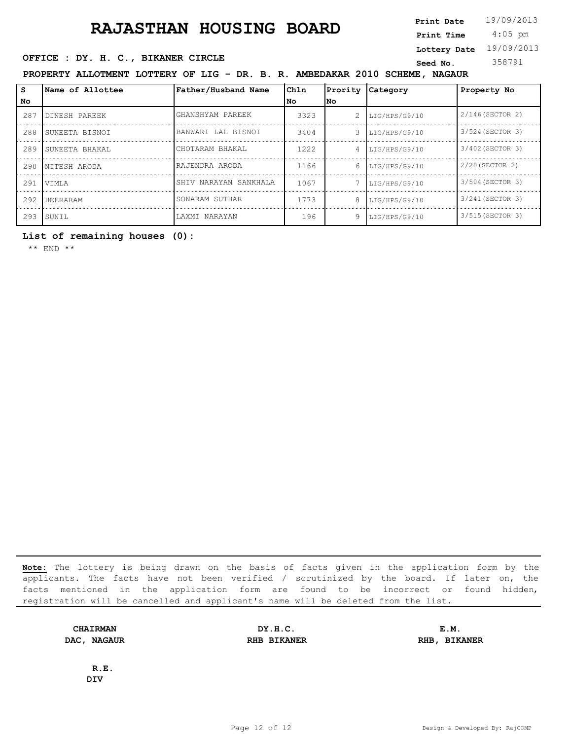# RAJASTHAN HOUSING BOARD

**Print Date** 19/09/2013
**Print Time** 4:05 pm
**Lottery Date** 19/09/2013
**Seed No.** 358791

**OFFICE : DY. H. C., BIKANER CIRCLE**

**PROPERTY ALLOTMENT LOTTERY OF LIG - DR. B. R. AMBEDAKAR 2010 SCHEME, NAGAUR**

| S No | Name of Allottee | Father/Husband Name | Chln No | Prority No | Category | Property No |
|---|---|---|---|---|---|---|
| 287 | DINESH PAREEK | GHANSHYAM PAREEK | 3323 | 2 | LIG/HPS/G9/10 | 2/146(SECTOR 2) |
| 288 | SUNEETA BISNOI | BANWARI LAL BISNOI | 3404 | 3 | LIG/HPS/G9/10 | 3/524(SECTOR 3) |
| 289 | SUNEETA BHAKAL | CHOTARAM BHAKAL | 1222 | 4 | LIG/HPS/G9/10 | 3/402(SECTOR 3) |
| 290 | NITESH ARODA | RAJENDRA ARODA | 1166 | 6 | LIG/HPS/G9/10 | 2/20(SECTOR 2) |
| 291 | VIMLA | SHIV NARAYAN SANKHALA | 1067 | 7 | LIG/HPS/G9/10 | 3/504(SECTOR 3) |
| 292 | HEERARAM | SONARAM SUTHAR | 1773 | 8 | LIG/HPS/G9/10 | 3/241(SECTOR 3) |
| 293 | SUNIL | LAXMI NARAYAN | 196 | 9 | LIG/HPS/G9/10 | 3/515(SECTOR 3) |

**List of remaining houses (0):**

** END **

**Note:** The lottery is being drawn on the basis of facts given in the application form by the applicants. The facts have not been verified / scrutinized by the board. If later on, the facts mentioned in the application form are found to be incorrect or found hidden, registration will be cancelled and applicant's name will be deleted from the list.

**CHAIRMAN**
**DAC, NAGAUR**

**DY.H.C.**
**RHB BIKANER**

**E.M.**
**RHB, BIKANER**

**R.E.**
**DIV**

Design & Developed By: RajCOMP